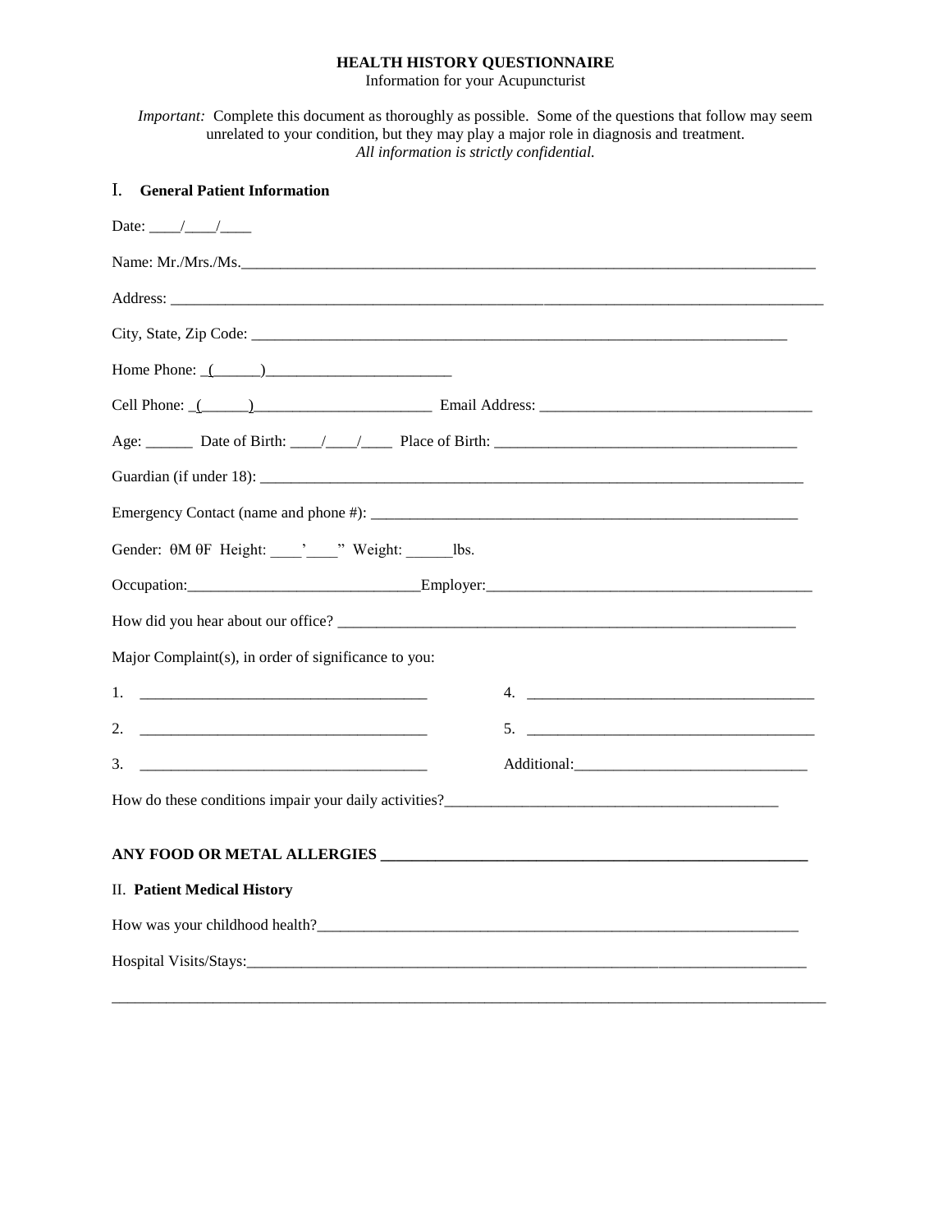**HEALTH HISTORY QUESTIONNAIRE**
Information for your Acupuncturist

*Important:* Complete this document as thoroughly as possible. Some of the questions that follow may seem unrelated to your condition, but they may play a major role in diagnosis and treatment.
*All information is strictly confidential.*

## I. General Patient Information

Date: ____/____/____

Name: Mr./Mrs./Ms.___________________________________________________________________________

Address: ______________________________________________________________________________________

City, State, Zip Code: _____________________________________________________________________

Home Phone: _(______)________________________

Cell Phone: _(______)_______________________ Email Address: ___________________________________

Age: ______ Date of Birth: ____/____/____ Place of Birth: ______________________________________

Guardian (if under 18): _____________________________________________________________________

Emergency Contact (name and phone #): _______________________________________________________

Gender: θM θF Height: ____'____" Weight: ______lbs.

Occupation:_____________________________Employer:___________________________________________

How did you hear about our office? __________________________________________________________

Major Complaint(s), in order of significance to you:

1. _____________________________________ 4. _____________________________________

2. _____________________________________ 5. _____________________________________

3. _____________________________________ Additional:______________________________

How do these conditions impair your daily activities?___________________________________________

**ANY FOOD OR METAL ALLERGIES _________________________________________________________**

## II. Patient Medical History

How was your childhood health?______________________________________________________________

Hospital Visits/Stays:_______________________________________________________________________

______________________________________________________________________________________________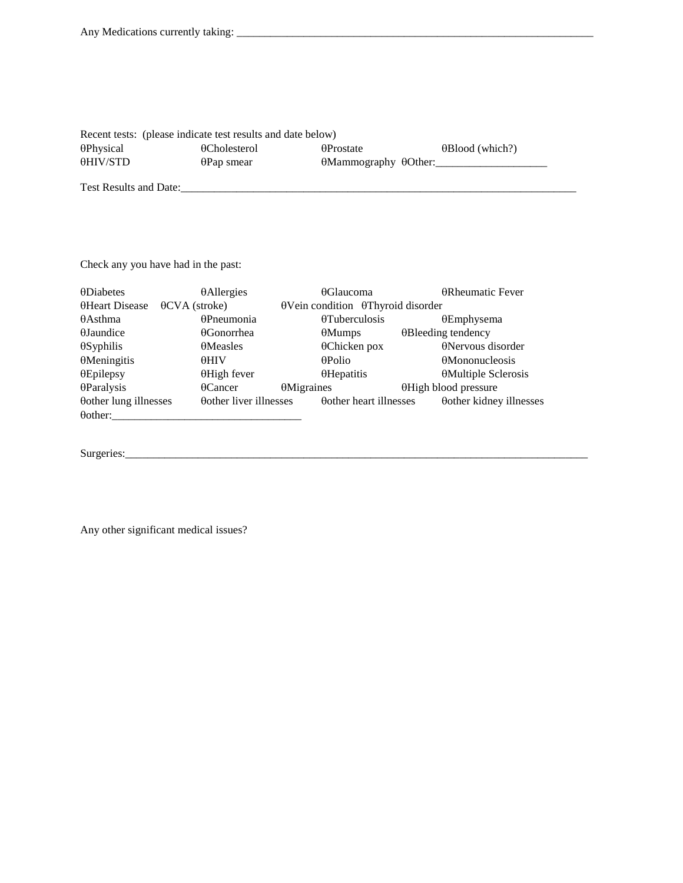Any Medications currently taking: ___________________________________________________________________

Recent tests: (please indicate test results and date below)

θPhysical θCholesterol θProstate θBlood (which?)
θHIV/STD θPap smear θMammography θOther:____________________

Test Results and Date:____________________________________________________________________________

Check any you have had in the past:

θDiabetes θAllergies θGlaucoma θRheumatic Fever
θHeart Disease θCVA (stroke) θVein condition θThyroid disorder
θAsthma θPneumonia θTuberculosis θEmphysema
θJaundice θGonorrhea θMumps θBleeding tendency
θSyphilis θMeasles θChicken pox θNervous disorder
θMeningitis θHIV θPolio θMononucleosis
θEpilepsy θHigh fever θHepatitis θMultiple Sclerosis
θParalysis θCancer θMigraines θHigh blood pressure
θother lung illnesses θother liver illnesses θother heart illnesses θother kidney illnesses
θother:__________________________________

Surgeries:_________________________________________________________________________________________

Any other significant medical issues?